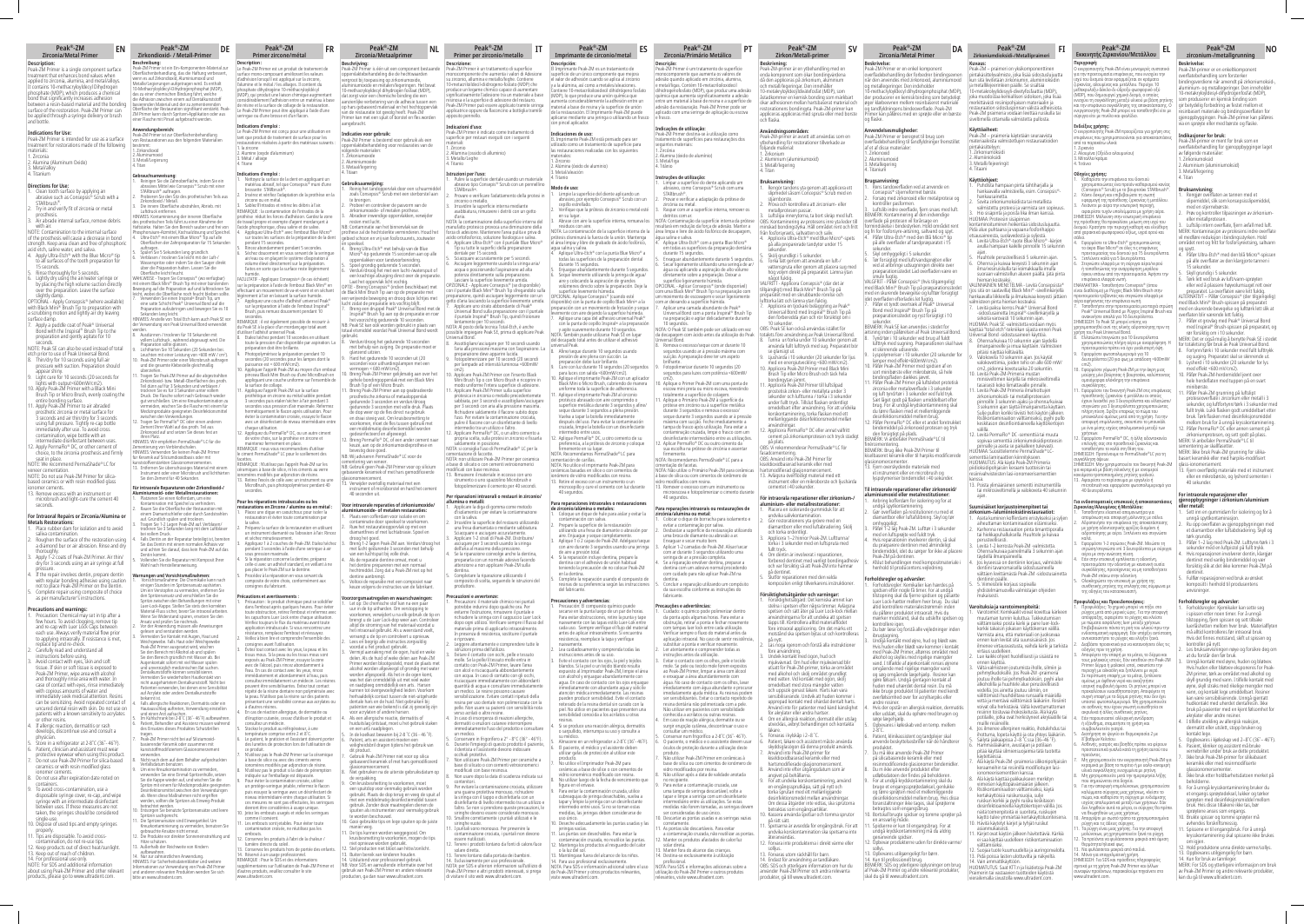# Peak®-ZM Zirconia/Metal Primer

## Description:

Peak-ZM Primer is a single component surface treatment that enhances bond values when applied to zirconia, alumina, and metal/alloys. It contains 10-methacryloyloxydecyl dihydrogen phosphate (MDP), which produces a chemical bond that significantly increases adhesion between a resin-based material and the bonding surface of the restoration. Peak-ZM Primer can be applied through a syringe delivery or brush and bottle.

## Indications for Use:

Peak-ZM Primer is intended for use as a surface treatment for restorations made of the following materials:

1. Zirconia
2. Alumina (Aluminum Oxide)
3. Metal/Alloy
4. Titanium

## Directions for Use:

1. Clean tooth surface by applying an abrasive such as Consepsis® Scrub with a Stiffbrush™.
2. Try-in and verify fit of zirconia or metal prosthesis.
3. Air abrade internal surface, remove debris with air.

NOTE: Contamination of the internal surface of the prosthesis will cause a decrease in bond strength. Keep area clean and free of phosphoric acid etch, saliva water, and saliva.

4. Apply Ultra-Etch® with the Blue Micro® tip to all surfaces of the tooth preparation for 15 seconds.
5. Rinse thoroughly for 5 seconds.
6. Lightly dry using the air/water syringe or by placing the high volume suction directly over the preparation. Leave the surface slightly damp.

OPTIONAL – Apply Consepsis® (where available) with Black Mini® Brush tip to preparation with a scrubbing motion and lightly air dry leaving surface damp.

7. Apply a puddle coat of Peak® Universal Bond with the Inspiral® Brush Tip to the preparation and gently agitate for 10 seconds.

NOTE: Peak SE can also be used instead of total etch prior to use of Peak Universal Bond.

8. Thinly dry for 10 seconds using full air pressure with suction. Preparation should appear shiny.
9. Light cure for 10 seconds (20 seconds for lights with output <600mW/cm2).
10. Apply Peak-ZM Primer with a Black Mini Brush Tip or Micro Brush, evenly coating the entire bonding surface.
11. Apply Peak-ZM Primer to air abraded prosthetic zirconia or metal surface for 3 seconds and air thin/dry for 5 seconds using full pressure. Tightly re-cap bottle immediately after use. To avoid cross contamination, wipe bottle with an intermediate disinfectant between uses.
12. Apply PermaFlo® DC, or other cement of choice, to the zirconia prosthesis and firmly seat in place.

NOTE: We recommend PermaShade® LC for veneer cementation.

NOTE: Do not use Peak-ZM Primer for silica-based ceramics or with resin modified glass ionomer cements.

13. Remove excess with an instrument or microbrush and light-cure the cement 40 seconds.

## For Intraoral Repairs of Zirconia/Alumina or Metals Restorations:

1. Place rubber dam for isolation and to avoid saliva contamination.
2. Roughen the surface of the restoration using a diamond bur or air abrasion. Rinse and dry thoroughly.
3. Apply 1-2 coats of Peak-ZM Primer. Air thin/dry for 3 seconds using an air syringe at full pressure.
4. If the repair involves dentin, prepare dentin with regular bonding adhesive using caution not to place Peak-ZM Primer on the dentin.
5. Complete repair using composite of choice as per manufacturer's instructions.

## Precautions and warnings:

1. Precaution: Chemical may set after a few hours. To avoid clogging, remove tip and cap with Luer Lock Cap between each use. Always verify material flow prior to applying intraorally. If resistance is met, replace tip and recheck.
2. Carefully read and understand all instructions before using.
3. Avoid contact with eyes, skin and soft tissue. If skin or soft tissue is exposed to Peak-ZM Primer, wipe area with alcohol and thoroughly rinse with water. In case of contact with eyes, rinse immediately with copious amounts of water and immediately seek medical attention. Resins can be sensitizing. Avoid repeated contact of uncured dental resin with skin. Do not use on patients with a known sensitivity to acrylates or other resins.
4. If allergic reaction, dermatitis or rash develops, discontinue use and consult a physician.
5. Store in a refrigerator at 2-8°C (36°-46°F).
6. Patient, clinician and assistant must wear protective eyewear when using this product.
7. Do not use Peak-ZM Primer for silica-based ceramics or with resin modified glass ionomer cements.
8. Do not use after expiration date on the container.
9. To avoid cross-contamination, use a disposable syringe cover, re-cap, and wipe syringes with an intermediate disinfectant between uses. If these measures are not taken, the syringes should be considered single use.
10. Dispose of used tips and empty syringes properly.
11. Tips are disposable. To avoid cross-contamination, do not re-use tips.
12. Keep products out of direct heat/sunlight.
13. Keep out of reach of children.
14. For professional use only.

NOTE: For SDS and additional information about using Peak-ZM Primer and other relevant products, please go to www.ultradent.com.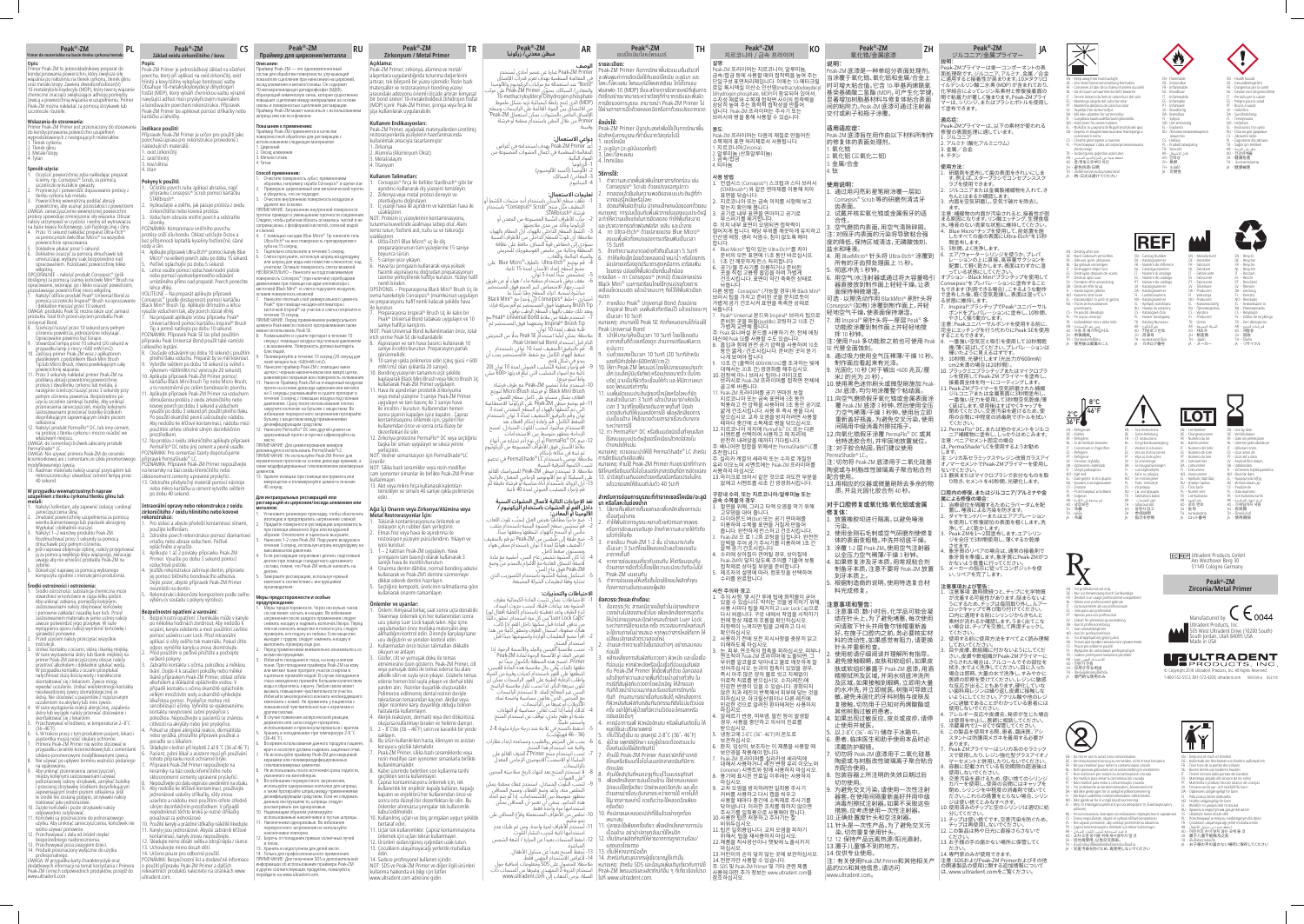# Peak™-ZM PL

**Primer do materiałów na bazie tlenku cyrkonu/metalu**

# Peak™-ZM CS

**Základ oxidu zirkoničitého / kovu**

# Peak™-ZM RU

**Праймер для циркония/металла**

# Peak™-ZM TR

**Zirkonyum / Metal Primer**

# Peak™-ZM AR

# Peak™-ZM TH

# Peak™-ZM KO

# Peak™-ZM ZH

# Peak™-ZM JA

**Peak™-ZM Zirconia/Metal Primer**

Ultradent Products GmbH
Am Westhover Berg 30
51149 Cologne Germany

Manufactured by:
Ultradent Products, Inc.
505 West Ultradent Drive (10200 South)
South Jordan, Utah 84095 USA

© Copyright 2018 Ultradent Products, Inc. All Rights Reserved.